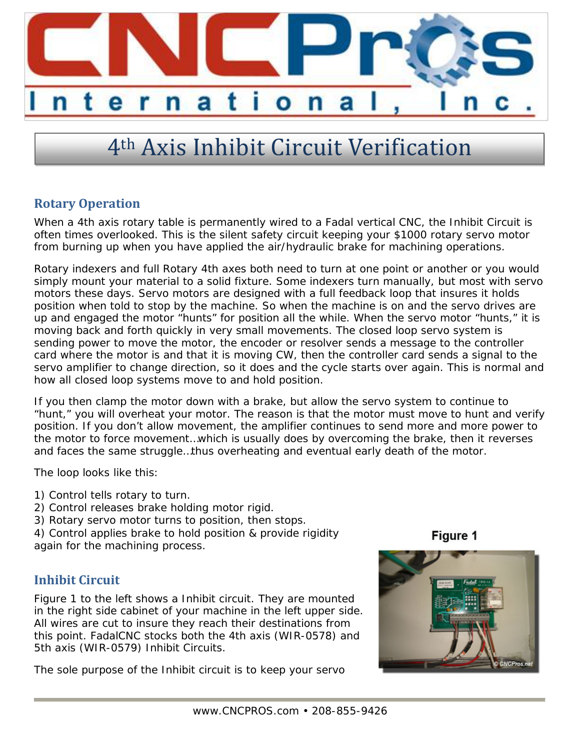# 4th Axis Inhibit Circuit Verification

## Rotary Operation

When a 4th axis rotary table is permanently wired to a Fadal vertical CNC, the Inhibit Circuit is often times overlooked. This is the silent safety circuit keeping your $1000 rotary servo motor from burning up when you have applied the air/hydraulic brake for machining operations.

Rotary indexers and full Rotary 4th axes both need to turn at one point or another or you would simply mount your material to a solid fixture. Some indexers turn manually, but most with servo motors these days. Servo motors are designed with a full feedback loop that insures it holds position when told to stop by the machine. So when the machine is on and the servo drives are up and engaged the motor "hunts" for position all the while. When the servo motor "hunts," it is moving back and forth quickly in very small movements. The closed loop servo system is sending power to move the motor, the encoder or resolver sends a message to the controller card where the motor is and that it is moving CW, then the controller card sends a signal to the servo amplifier to change direction, so it does and the cycle starts over again. This is normal and how all closed loop systems move to and hold position.

If you then clamp the motor down with a brake, but allow the servo system to continue to "hunt," you will overheat your motor. The reason is that the motor must move to hunt and verify position. If you don't allow movement, the amplifier continues to send more and more power to the motor to force movement…which is usually does by overcoming the brake, then it reverses and faces the same struggle…thus overheating and eventual early death of the motor.

The loop looks like this:

1) Control tells rotary to turn.
2) Control releases brake holding motor rigid.
3) Rotary servo motor turns to position, then stops.
4) Control applies brake to hold position & provide rigidity again for the machining process.

## Inhibit Circuit

Figure 1 to the left shows a Inhibit circuit. They are mounted in the right side cabinet of your machine in the left upper side. All wires are cut to insure they reach their destinations from this point. FadalCNC stocks both the 4th axis (WIR-0578) and 5th axis (WIR-0579) Inhibit Circuits.

Figure 1

The sole purpose of the Inhibit circuit is to keep your servo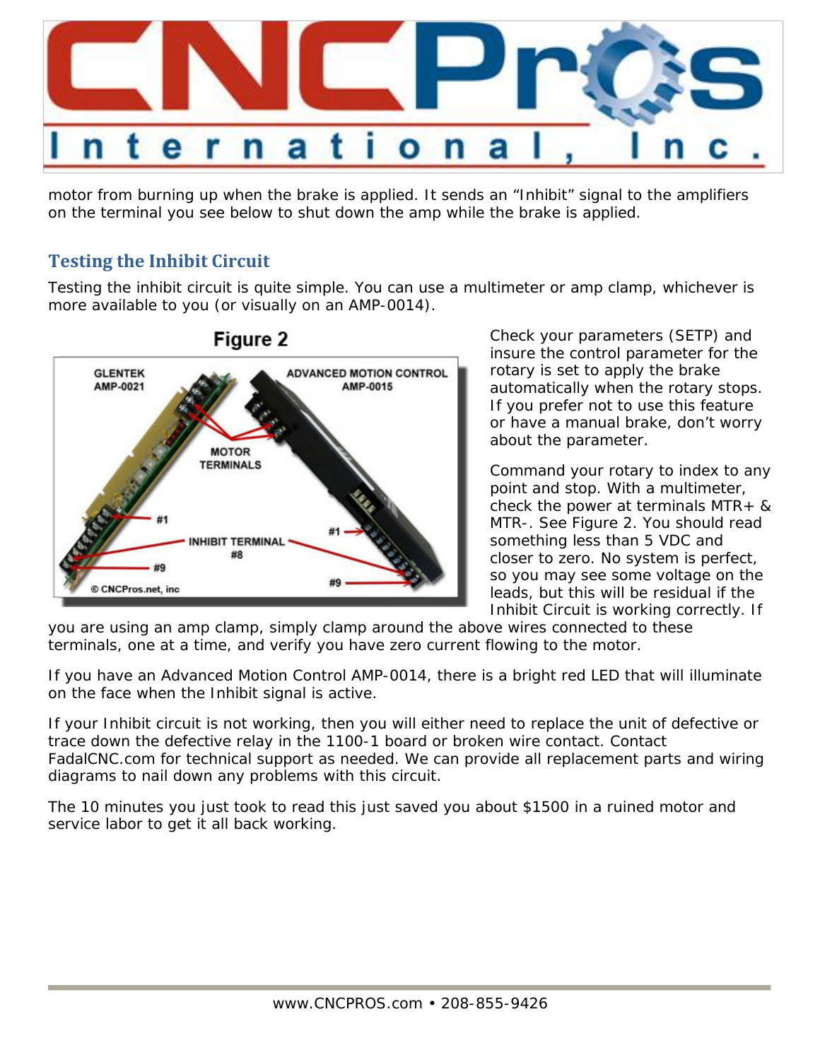motor from burning up when the brake is applied. It sends an "Inhibit" signal to the amplifiers on the terminal you see below to shut down the amp while the brake is applied.

## Testing the Inhibit Circuit

Testing the inhibit circuit is quite simple. You can use a multimeter or amp clamp, whichever is more available to you (or visually on an AMP-0014).

Figure 2

Check your parameters (SETP) and insure the control parameter for the rotary is set to apply the brake automatically when the rotary stops. If you prefer not to use this feature or have a manual brake, don't worry about the parameter.

Command your rotary to index to any point and stop. With a multimeter, check the power at terminals MTR+ & MTR-. See Figure 2. You should read something less than 5 VDC and closer to zero. No system is perfect, so you may see some voltage on the leads, but this will be residual if the Inhibit Circuit is working correctly. If you are using an amp clamp, simply clamp around the above wires connected to these terminals, one at a time, and verify you have zero current flowing to the motor.

If you have an Advanced Motion Control AMP-0014, there is a bright red LED that will illuminate on the face when the Inhibit signal is active.

If your Inhibit circuit is not working, then you will either need to replace the unit of defective or trace down the defective relay in the 1100-1 board or broken wire contact. Contact FadalCNC.com for technical support as needed. We can provide all replacement parts and wiring diagrams to nail down any problems with this circuit.

The 10 minutes you just took to read this just saved you about $1500 in a ruined motor and service labor to get it all back working.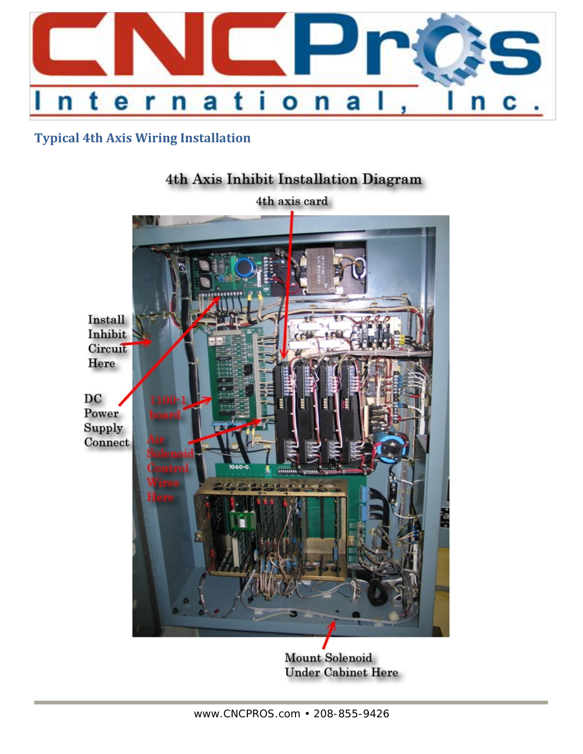## Typical 4th Axis Wiring Installation

4th Axis Inhibit Installation Diagram

4th axis card

Install Inhibit Circuit Here

DC Power Supply Connect

1100-1 board

Air Solenoid Control Wires Here

1060-0.

Mount Solenoid Under Cabinet Here